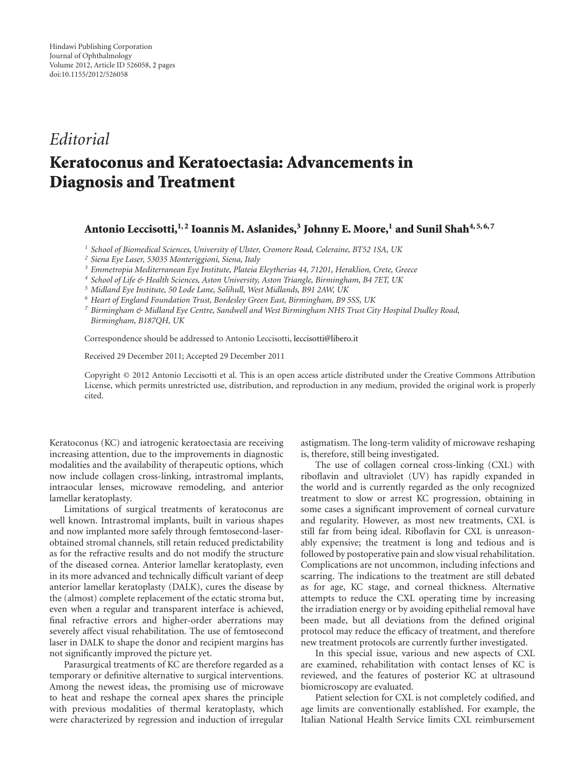Hindawi Publishing Corporation
Journal of Ophthalmology
Volume 2012, Article ID 526058, 2 pages
doi:10.1155/2012/526058

*Editorial*

# Keratoconus and Keratoectasia: Advancements in Diagnosis and Treatment

**Antonio Leccisotti,[1,2] Ioannis M. Aslanides,[3] Johnny E. Moore,[1] and Sunil Shah[4,5,6,7]**

[1] *School of Biomedical Sciences, University of Ulster, Cromore Road, Coleraine, BT52 1SA, UK*
[2] *Siena Eye Laser, 53035 Monteriggioni, Siena, Italy*
[3] *Emmetropia Mediterranean Eye Institute, Plateia Eleytherias 44, 71201, Heraklion, Crete, Greece*
[4] *School of Life & Health Sciences, Aston University, Aston Triangle, Birmingham, B4 7ET, UK*
[5] *Midland Eye Institute, 50 Lode Lane, Solihull, West Midlands, B91 2AW, UK*
[6] *Heart of England Foundation Trust, Bordesley Green East, Birmingham, B9 5SS, UK*
[7] *Birmingham & Midland Eye Centre, Sandwell and West Birmingham NHS Trust City Hospital Dudley Road, Birmingham, B187QH, UK*

Correspondence should be addressed to Antonio Leccisotti, leccisotti@libero.it

Received 29 December 2011; Accepted 29 December 2011

Copyright © 2012 Antonio Leccisotti et al. This is an open access article distributed under the Creative Commons Attribution License, which permits unrestricted use, distribution, and reproduction in any medium, provided the original work is properly cited.

Keratoconus (KC) and iatrogenic keratoectasia are receiving increasing attention, due to the improvements in diagnostic modalities and the availability of therapeutic options, which now include collagen cross-linking, intrastromal implants, intraocular lenses, microwave remodeling, and anterior lamellar keratoplasty.

Limitations of surgical treatments of keratoconus are well known. Intrastromal implants, built in various shapes and now implanted more safely through femtosecond-laser-obtained stromal channels, still retain reduced predictability as for the refractive results and do not modify the structure of the diseased cornea. Anterior lamellar keratoplasty, even in its more advanced and technically difficult variant of deep anterior lamellar keratoplasty (DALK), cures the disease by the (almost) complete replacement of the ectatic stroma but, even when a regular and transparent interface is achieved, final refractive errors and higher-order aberrations may severely affect visual rehabilitation. The use of femtosecond laser in DALK to shape the donor and recipient margins has not significantly improved the picture yet.

Parasurgical treatments of KC are therefore regarded as a temporary or definitive alternative to surgical interventions. Among the newest ideas, the promising use of microwave to heat and reshape the corneal apex shares the principle with previous modalities of thermal keratoplasty, which were characterized by regression and induction of irregular astigmatism. The long-term validity of microwave reshaping is, therefore, still being investigated.

The use of collagen corneal cross-linking (CXL) with riboflavin and ultraviolet (UV) has rapidly expanded in the world and is currently regarded as the only recognized treatment to slow or arrest KC progression, obtaining in some cases a significant improvement of corneal curvature and regularity. However, as most new treatments, CXL is still far from being ideal. Riboflavin for CXL is unreasonably expensive; the treatment is long and tedious and is followed by postoperative pain and slow visual rehabilitation. Complications are not uncommon, including infections and scarring. The indications to the treatment are still debated as for age, KC stage, and corneal thickness. Alternative attempts to reduce the CXL operating time by increasing the irradiation energy or by avoiding epithelial removal have been made, but all deviations from the defined original protocol may reduce the efficacy of treatment, and therefore new treatment protocols are currently further investigated.

In this special issue, various and new aspects of CXL are examined, rehabilitation with contact lenses of KC is reviewed, and the features of posterior KC at ultrasound biomicroscopy are evaluated.

Patient selection for CXL is not completely codified, and age limits are conventionally established. For example, the Italian National Health Service limits CXL reimbursement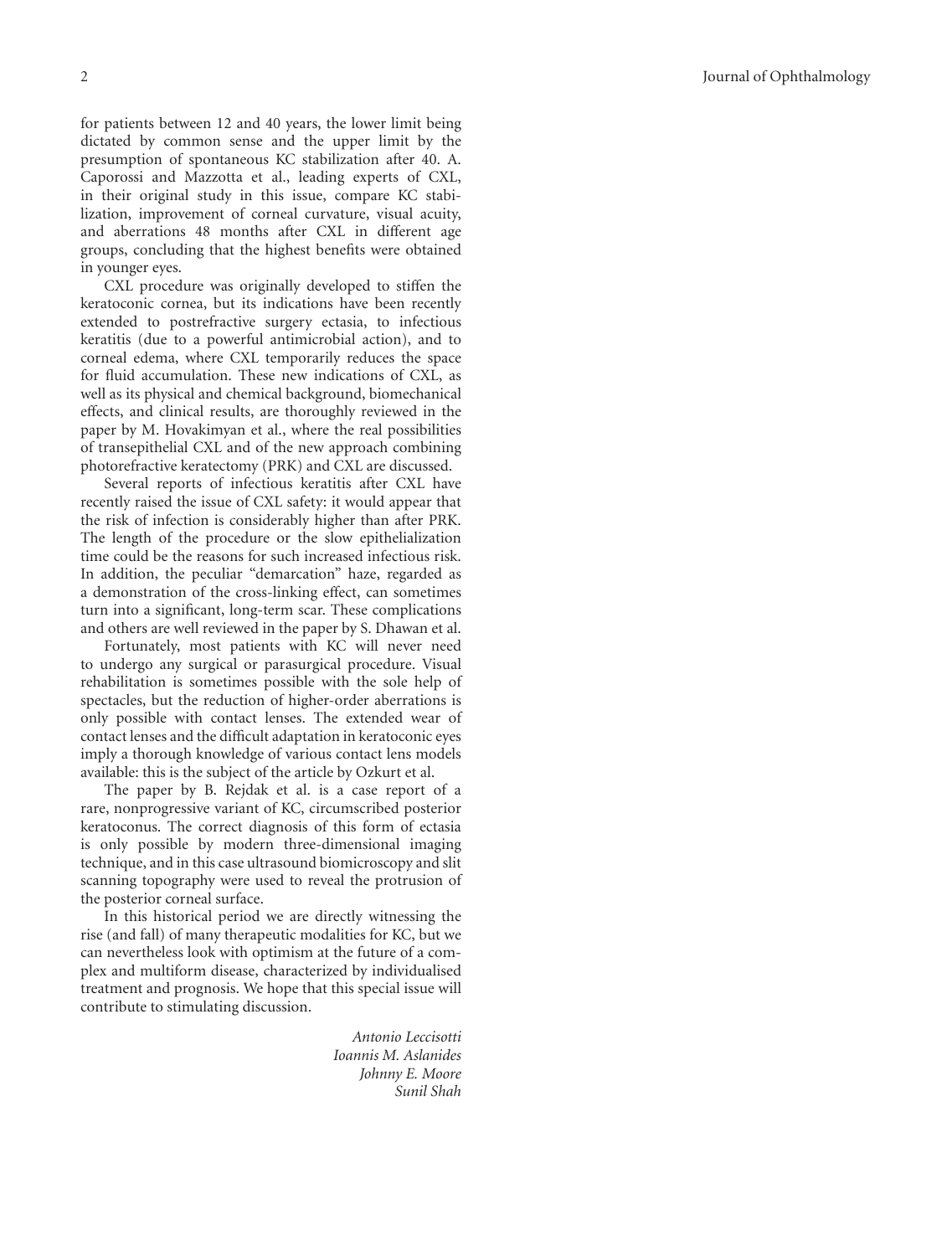for patients between 12 and 40 years, the lower limit being dictated by common sense and the upper limit by the presumption of spontaneous KC stabilization after 40. A. Caporossi and Mazzotta et al., leading experts of CXL, in their original study in this issue, compare KC stabilization, improvement of corneal curvature, visual acuity, and aberrations 48 months after CXL in different age groups, concluding that the highest benefits were obtained in younger eyes.

CXL procedure was originally developed to stiffen the keratoconic cornea, but its indications have been recently extended to postrefractive surgery ectasia, to infectious keratitis (due to a powerful antimicrobial action), and to corneal edema, where CXL temporarily reduces the space for fluid accumulation. These new indications of CXL, as well as its physical and chemical background, biomechanical effects, and clinical results, are thoroughly reviewed in the paper by M. Hovakimyan et al., where the real possibilities of transepithelial CXL and of the new approach combining photorefractive keratectomy (PRK) and CXL are discussed.

Several reports of infectious keratitis after CXL have recently raised the issue of CXL safety: it would appear that the risk of infection is considerably higher than after PRK. The length of the procedure or the slow epithelialization time could be the reasons for such increased infectious risk. In addition, the peculiar "demarcation" haze, regarded as a demonstration of the cross-linking effect, can sometimes turn into a significant, long-term scar. These complications and others are well reviewed in the paper by S. Dhawan et al.

Fortunately, most patients with KC will never need to undergo any surgical or parasurgical procedure. Visual rehabilitation is sometimes possible with the sole help of spectacles, but the reduction of higher-order aberrations is only possible with contact lenses. The extended wear of contact lenses and the difficult adaptation in keratoconic eyes imply a thorough knowledge of various contact lens models available: this is the subject of the article by Ozkurt et al.

The paper by B. Rejdak et al. is a case report of a rare, nonprogressive variant of KC, circumscribed posterior keratoconus. The correct diagnosis of this form of ectasia is only possible by modern three-dimensional imaging technique, and in this case ultrasound biomicroscopy and slit scanning topography were used to reveal the protrusion of the posterior corneal surface.

In this historical period we are directly witnessing the rise (and fall) of many therapeutic modalities for KC, but we can nevertheless look with optimism at the future of a complex and multiform disease, characterized by individualised treatment and prognosis. We hope that this special issue will contribute to stimulating discussion.

*Antonio Leccisotti*
*Ioannis M. Aslanides*
*Johnny E. Moore*
*Sunil Shah*